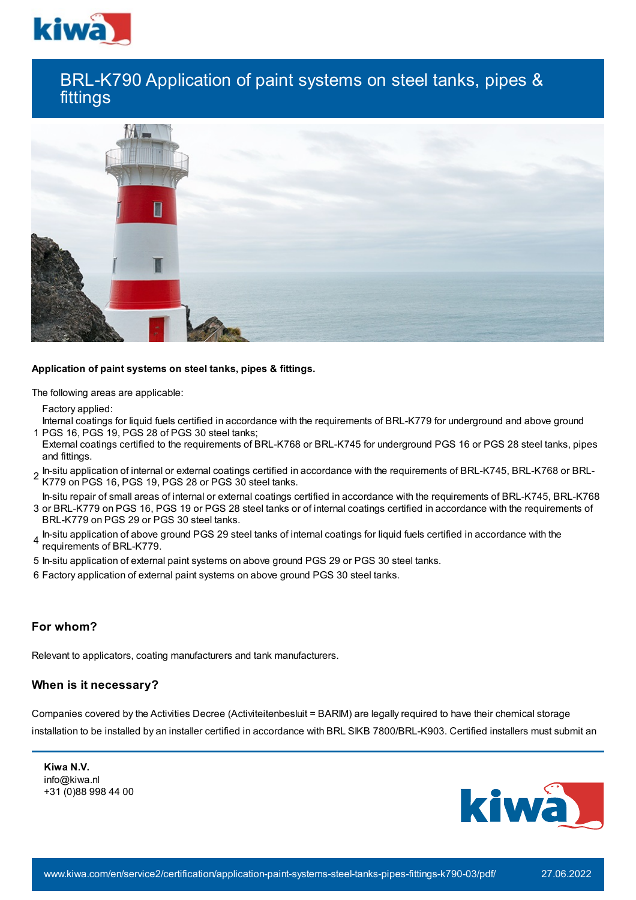# BRL-K790 Application of paint systems on steel tanks, pipes & fittings

**Application of paint systems on steel tanks, pipes & fittings.**

The following areas are applicable:

1. Factory applied:
   Internal coatings for liquid fuels certified in accordance with the requirements of BRL-K779 for underground and above ground PGS 16, PGS 19, PGS 28 of PGS 30 steel tanks;
   External coatings certified to the requirements of BRL-K768 or BRL-K745 for underground PGS 16 or PGS 28 steel tanks, pipes and fittings.
2. In-situ application of internal or external coatings certified in accordance with the requirements of BRL-K745, BRL-K768 or BRL-K779 on PGS 16, PGS 19, PGS 28 or PGS 30 steel tanks.
3. In-situ repair of small areas of internal or external coatings certified in accordance with the requirements of BRL-K745, BRL-K768 or BRL-K779 on PGS 16, PGS 19 or PGS 28 steel tanks or of internal coatings certified in accordance with the requirements of BRL-K779 on PGS 29 or PGS 30 steel tanks.
4. In-situ application of above ground PGS 29 steel tanks of internal coatings for liquid fuels certified in accordance with the requirements of BRL-K779.
5. In-situ application of external paint systems on above ground PGS 29 or PGS 30 steel tanks.
6. Factory application of external paint systems on above ground PGS 30 steel tanks.

## For whom?

Relevant to applicators, coating manufacturers and tank manufacturers.

## When is it necessary?

Companies covered by the Activities Decree (Activiteitenbesluit = BARIM) are legally required to have their chemical storage installation to be installed by an installer certified in accordance with BRL SIKB 7800/BRL-K903. Certified installers must submit an

**Kiwa N.V.**
info@kiwa.nl
+31 (0)88 998 44 00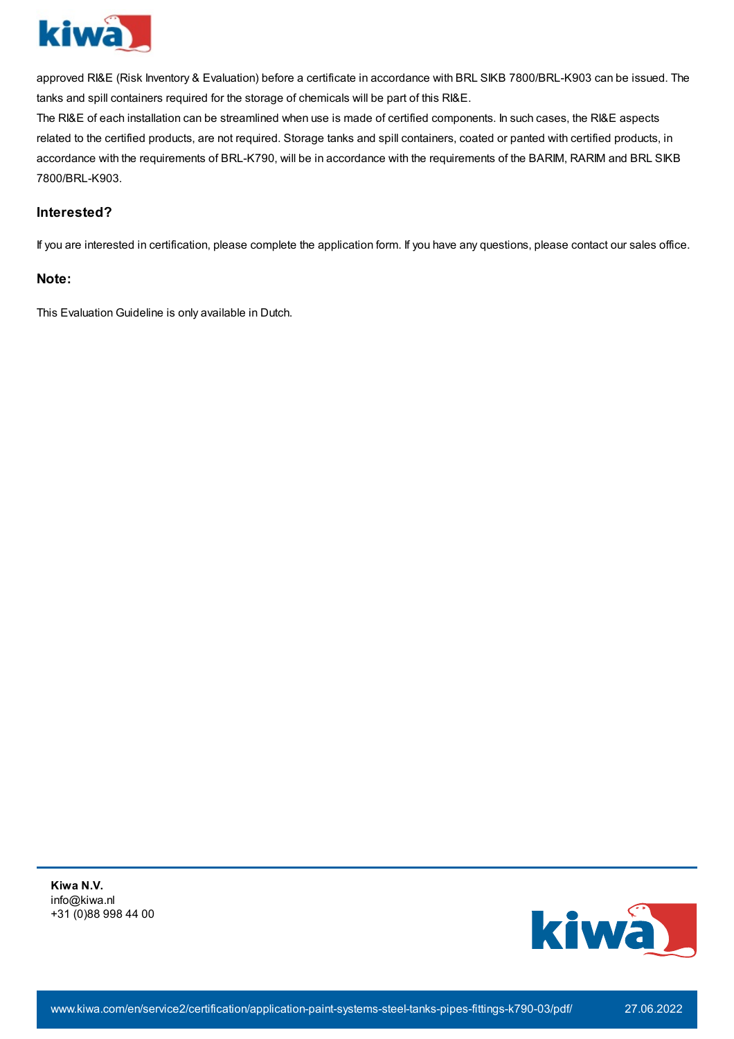approved RI&E (Risk Inventory & Evaluation) before a certificate in accordance with BRL SIKB 7800/BRL-K903 can be issued. The tanks and spill containers required for the storage of chemicals will be part of this RI&E.
The RI&E of each installation can be streamlined when use is made of certified components. In such cases, the RI&E aspects related to the certified products, are not required. Storage tanks and spill containers, coated or panted with certified products, in accordance with the requirements of BRL-K790, will be in accordance with the requirements of the BARIM, RARIM and BRL SIKB 7800/BRL-K903.

### Interested?

If you are interested in certification, please complete the application form. If you have any questions, please contact our sales office.

### Note:

This Evaluation Guideline is only available in Dutch.

**Kiwa N.V.**
info@kiwa.nl
+31 (0)88 998 44 00